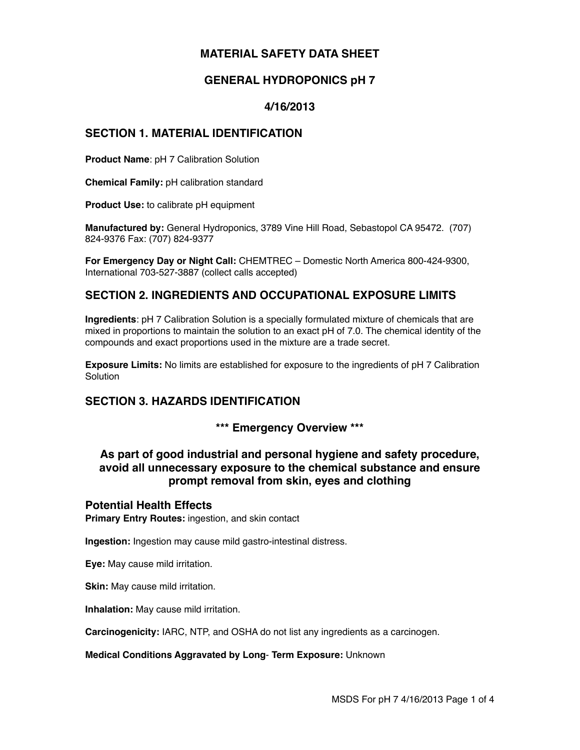# MATERIAL SAFETY DATA SHEET

# GENERAL HYDROPONICS pH 7

# 4/16/2013

## SECTION 1. MATERIAL IDENTIFICATION

**Product Name**: pH 7 Calibration Solution

**Chemical Family:** pH calibration standard

**Product Use:** to calibrate pH equipment

**Manufactured by:** General Hydroponics, 3789 Vine Hill Road, Sebastopol CA 95472. (707) 824-9376 Fax: (707) 824-9377

**For Emergency Day or Night Call:** CHEMTREC – Domestic North America 800-424-9300, International 703-527-3887 (collect calls accepted)

## SECTION 2. INGREDIENTS AND OCCUPATIONAL EXPOSURE LIMITS

**Ingredients**: pH 7 Calibration Solution is a specially formulated mixture of chemicals that are mixed in proportions to maintain the solution to an exact pH of 7.0. The chemical identity of the compounds and exact proportions used in the mixture are a trade secret.

**Exposure Limits:** No limits are established for exposure to the ingredients of pH 7 Calibration Solution

## SECTION 3. HAZARDS IDENTIFICATION

### *** Emergency Overview ***

### As part of good industrial and personal hygiene and safety procedure, avoid all unnecessary exposure to the chemical substance and ensure prompt removal from skin, eyes and clothing

### Potential Health Effects

**Primary Entry Routes:** ingestion, and skin contact

**Ingestion:** Ingestion may cause mild gastro-intestinal distress.

**Eye:** May cause mild irritation.

**Skin:** May cause mild irritation.

**Inhalation:** May cause mild irritation.

**Carcinogenicity:** IARC, NTP, and OSHA do not list any ingredients as a carcinogen.

**Medical Conditions Aggravated by Long- Term Exposure:** Unknown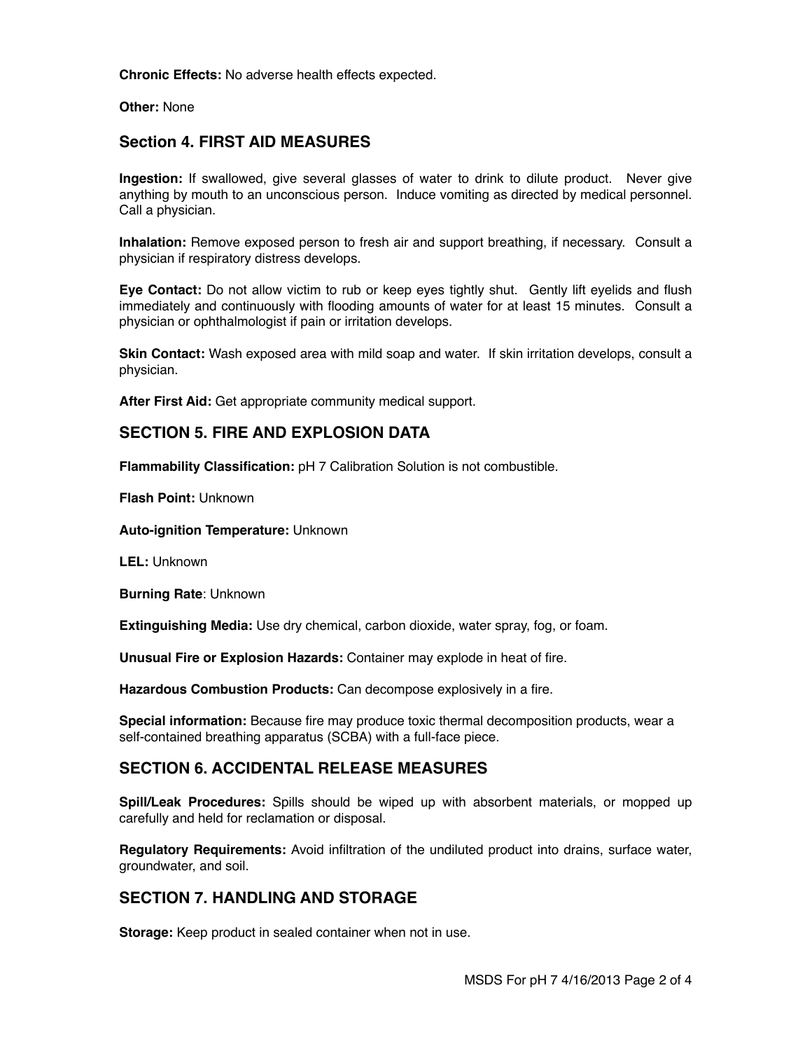**Chronic Effects:** No adverse health effects expected.

**Other:** None

## Section 4. FIRST AID MEASURES

**Ingestion:** If swallowed, give several glasses of water to drink to dilute product. Never give anything by mouth to an unconscious person. Induce vomiting as directed by medical personnel. Call a physician.

**Inhalation:** Remove exposed person to fresh air and support breathing, if necessary. Consult a physician if respiratory distress develops.

**Eye Contact:** Do not allow victim to rub or keep eyes tightly shut. Gently lift eyelids and flush immediately and continuously with flooding amounts of water for at least 15 minutes. Consult a physician or ophthalmologist if pain or irritation develops.

**Skin Contact:** Wash exposed area with mild soap and water. If skin irritation develops, consult a physician.

**After First Aid:** Get appropriate community medical support.

## SECTION 5. FIRE AND EXPLOSION DATA

**Flammability Classification:** pH 7 Calibration Solution is not combustible.

**Flash Point:** Unknown

**Auto-ignition Temperature:** Unknown

**LEL:** Unknown

**Burning Rate**: Unknown

**Extinguishing Media:** Use dry chemical, carbon dioxide, water spray, fog, or foam.

**Unusual Fire or Explosion Hazards:** Container may explode in heat of fire.

**Hazardous Combustion Products:** Can decompose explosively in a fire.

**Special information:** Because fire may produce toxic thermal decomposition products, wear a self-contained breathing apparatus (SCBA) with a full-face piece.

## SECTION 6. ACCIDENTAL RELEASE MEASURES

**Spill/Leak Procedures:** Spills should be wiped up with absorbent materials, or mopped up carefully and held for reclamation or disposal.

**Regulatory Requirements:** Avoid infiltration of the undiluted product into drains, surface water, groundwater, and soil.

## SECTION 7. HANDLING AND STORAGE

**Storage:** Keep product in sealed container when not in use.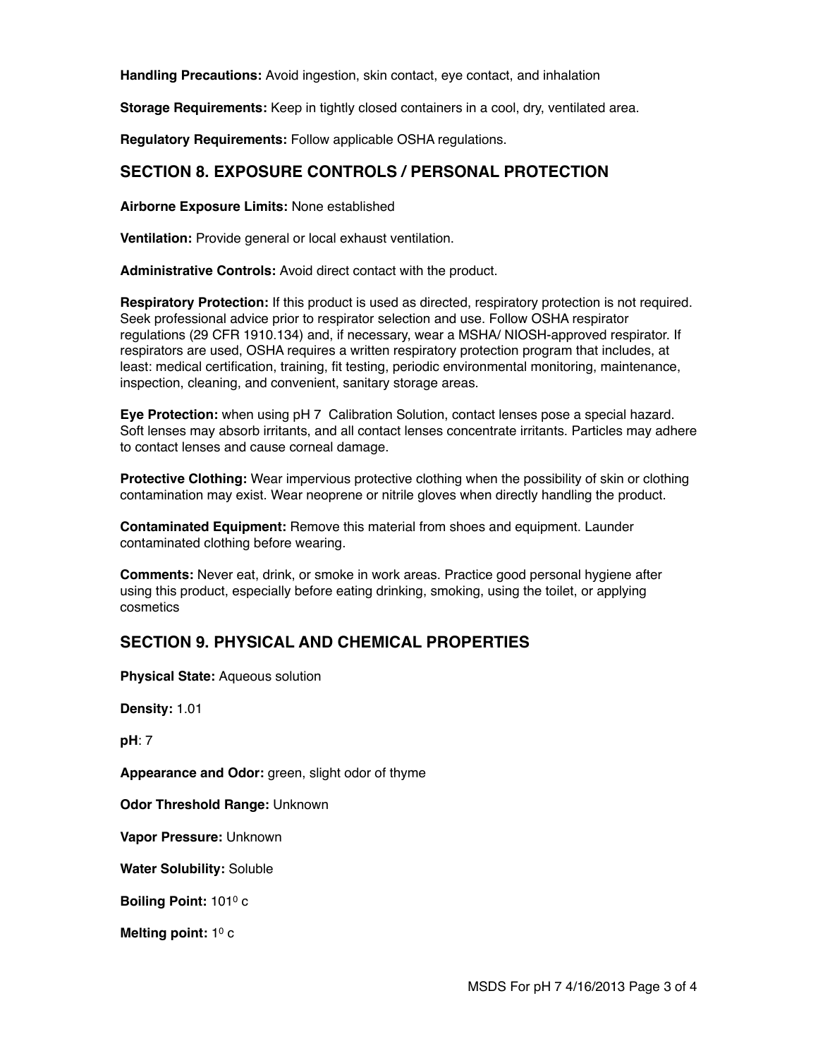**Handling Precautions:** Avoid ingestion, skin contact, eye contact, and inhalation

**Storage Requirements:** Keep in tightly closed containers in a cool, dry, ventilated area.

**Regulatory Requirements:** Follow applicable OSHA regulations.

## SECTION 8. EXPOSURE CONTROLS / PERSONAL PROTECTION

**Airborne Exposure Limits:** None established

**Ventilation:** Provide general or local exhaust ventilation.

**Administrative Controls:** Avoid direct contact with the product.

**Respiratory Protection:** If this product is used as directed, respiratory protection is not required. Seek professional advice prior to respirator selection and use. Follow OSHA respirator regulations (29 CFR 1910.134) and, if necessary, wear a MSHA/ NIOSH-approved respirator. If respirators are used, OSHA requires a written respiratory protection program that includes, at least: medical certification, training, fit testing, periodic environmental monitoring, maintenance, inspection, cleaning, and convenient, sanitary storage areas.

**Eye Protection:** when using pH 7 Calibration Solution, contact lenses pose a special hazard. Soft lenses may absorb irritants, and all contact lenses concentrate irritants. Particles may adhere to contact lenses and cause corneal damage.

**Protective Clothing:** Wear impervious protective clothing when the possibility of skin or clothing contamination may exist. Wear neoprene or nitrile gloves when directly handling the product.

**Contaminated Equipment:** Remove this material from shoes and equipment. Launder contaminated clothing before wearing.

**Comments:** Never eat, drink, or smoke in work areas. Practice good personal hygiene after using this product, especially before eating drinking, smoking, using the toilet, or applying cosmetics

## SECTION 9. PHYSICAL AND CHEMICAL PROPERTIES

**Physical State:** Aqueous solution

**Density:** 1.01

**pH**: 7

**Appearance and Odor:** green, slight odor of thyme

**Odor Threshold Range:** Unknown

**Vapor Pressure:** Unknown

**Water Solubility:** Soluble

**Boiling Point:** $101^0$ c

**Melting point:** $1^0$ c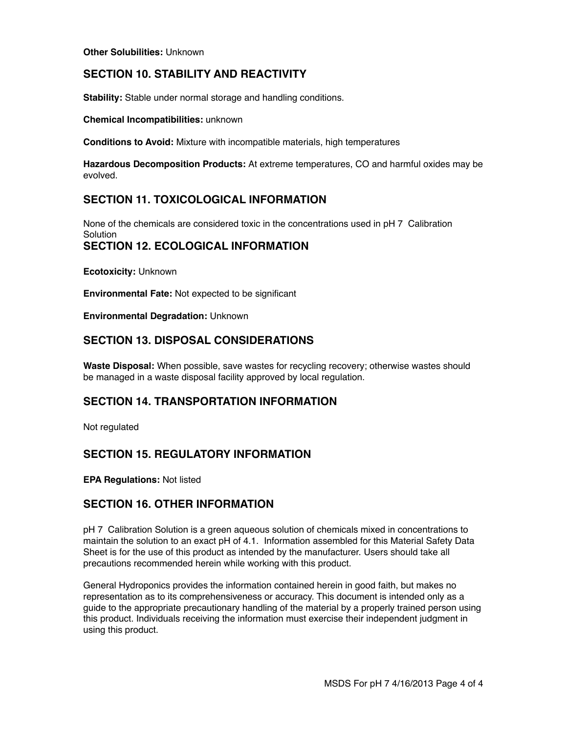**Other Solubilities:** Unknown

## SECTION 10. STABILITY AND REACTIVITY

**Stability:** Stable under normal storage and handling conditions.

**Chemical Incompatibilities:** unknown

**Conditions to Avoid:** Mixture with incompatible materials, high temperatures

**Hazardous Decomposition Products:** At extreme temperatures, CO and harmful oxides may be evolved.

## SECTION 11. TOXICOLOGICAL INFORMATION

None of the chemicals are considered toxic in the concentrations used in pH 7 Calibration Solution

## SECTION 12. ECOLOGICAL INFORMATION

**Ecotoxicity:** Unknown

**Environmental Fate:** Not expected to be significant

**Environmental Degradation:** Unknown

## SECTION 13. DISPOSAL CONSIDERATIONS

**Waste Disposal:** When possible, save wastes for recycling recovery; otherwise wastes should be managed in a waste disposal facility approved by local regulation.

## SECTION 14. TRANSPORTATION INFORMATION

Not regulated

## SECTION 15. REGULATORY INFORMATION

**EPA Regulations:** Not listed

## SECTION 16. OTHER INFORMATION

pH 7 Calibration Solution is a green aqueous solution of chemicals mixed in concentrations to maintain the solution to an exact pH of 4.1. Information assembled for this Material Safety Data Sheet is for the use of this product as intended by the manufacturer. Users should take all precautions recommended herein while working with this product.

General Hydroponics provides the information contained herein in good faith, but makes no representation as to its comprehensiveness or accuracy. This document is intended only as a guide to the appropriate precautionary handling of the material by a properly trained person using this product. Individuals receiving the information must exercise their independent judgment in using this product.